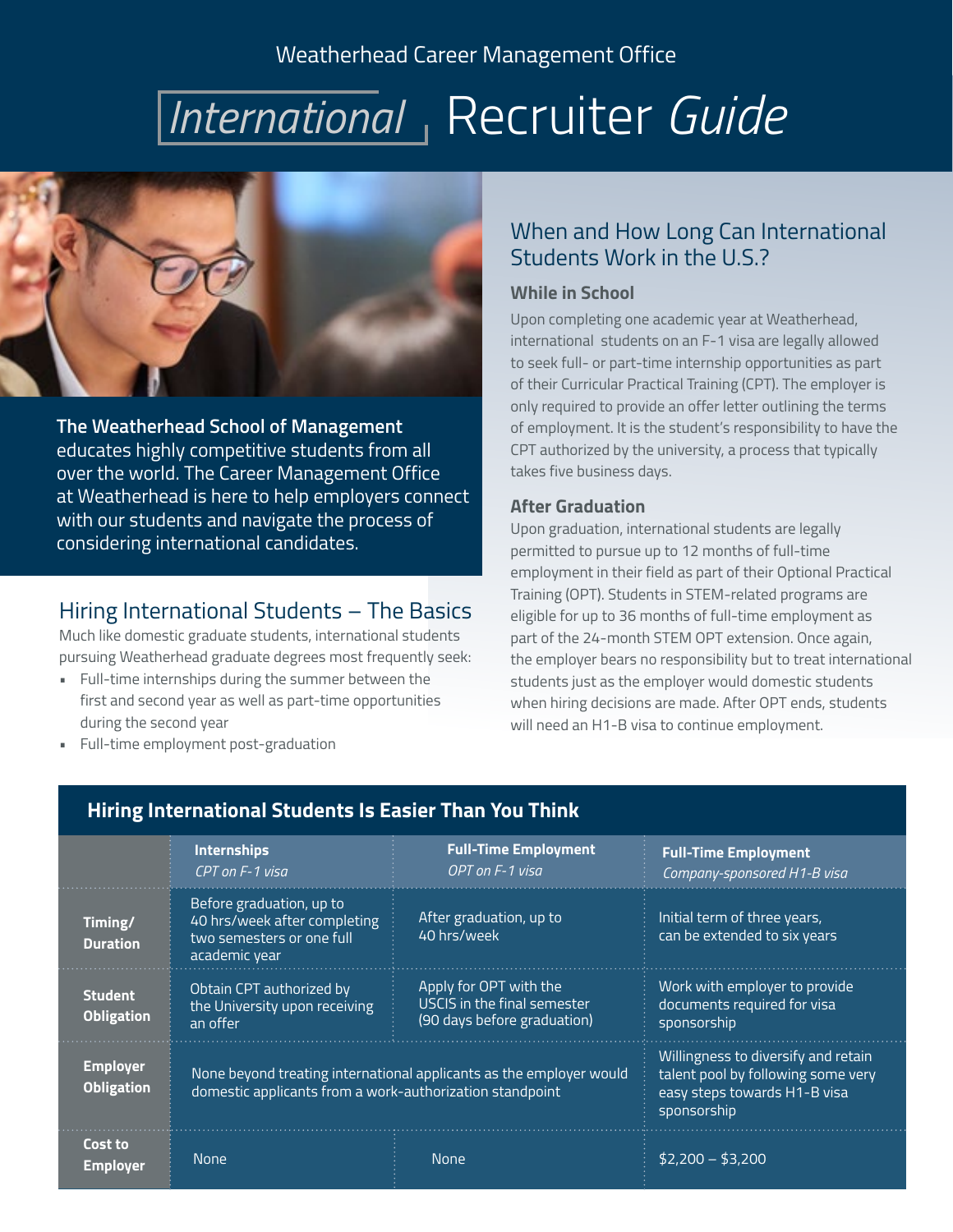Weatherhead Career Management Office

# International Recruiter *Guide*

**The Weatherhead School of Management** educates highly competitive students from all over the world. The Career Management Office at Weatherhead is here to help employers connect with our students and navigate the process of considering international candidates.

## Hiring International Students – The Basics

Much like domestic graduate students, international students pursuing Weatherhead graduate degrees most frequently seek:

- Full-time internships during the summer between the first and second year as well as part-time opportunities during the second year
- Full-time employment post-graduation

## When and How Long Can International Students Work in the U.S.?

### While in School

Upon completing one academic year at Weatherhead, international students on an F-1 visa are legally allowed to seek full- or part-time internship opportunities as part of their Curricular Practical Training (CPT). The employer is only required to provide an offer letter outlining the terms of employment. It is the student's responsibility to have the CPT authorized by the university, a process that typically takes five business days.

### After Graduation

Upon graduation, international students are legally permitted to pursue up to 12 months of full-time employment in their field as part of their Optional Practical Training (OPT). Students in STEM-related programs are eligible for up to 36 months of full-time employment as part of the 24-month STEM OPT extension. Once again, the employer bears no responsibility but to treat international students just as the employer would domestic students when hiring decisions are made. After OPT ends, students will need an H1-B visa to continue employment.

## Hiring International Students Is Easier Than You Think

| | **Internships** *CPT on F-1 visa* | **Full-Time Employment** *OPT on F-1 visa* | **Full-Time Employment** *Company-sponsored H1-B visa* |
|---|---|---|---|
| **Timing/ Duration** | Before graduation, up to 40 hrs/week after completing two semesters or one full academic year | After graduation, up to 40 hrs/week | Initial term of three years, can be extended to six years |
| **Student Obligation** | Obtain CPT authorized by the University upon receiving an offer | Apply for OPT with the USCIS in the final semester (90 days before graduation) | Work with employer to provide documents required for visa sponsorship |
| **Employer Obligation** | None beyond treating international applicants as the employer would domestic applicants from a work-authorization standpoint | | Willingness to diversify and retain talent pool by following some very easy steps towards H1-B visa sponsorship |
| **Cost to Employer** | None | None | $2,200 – $3,200 |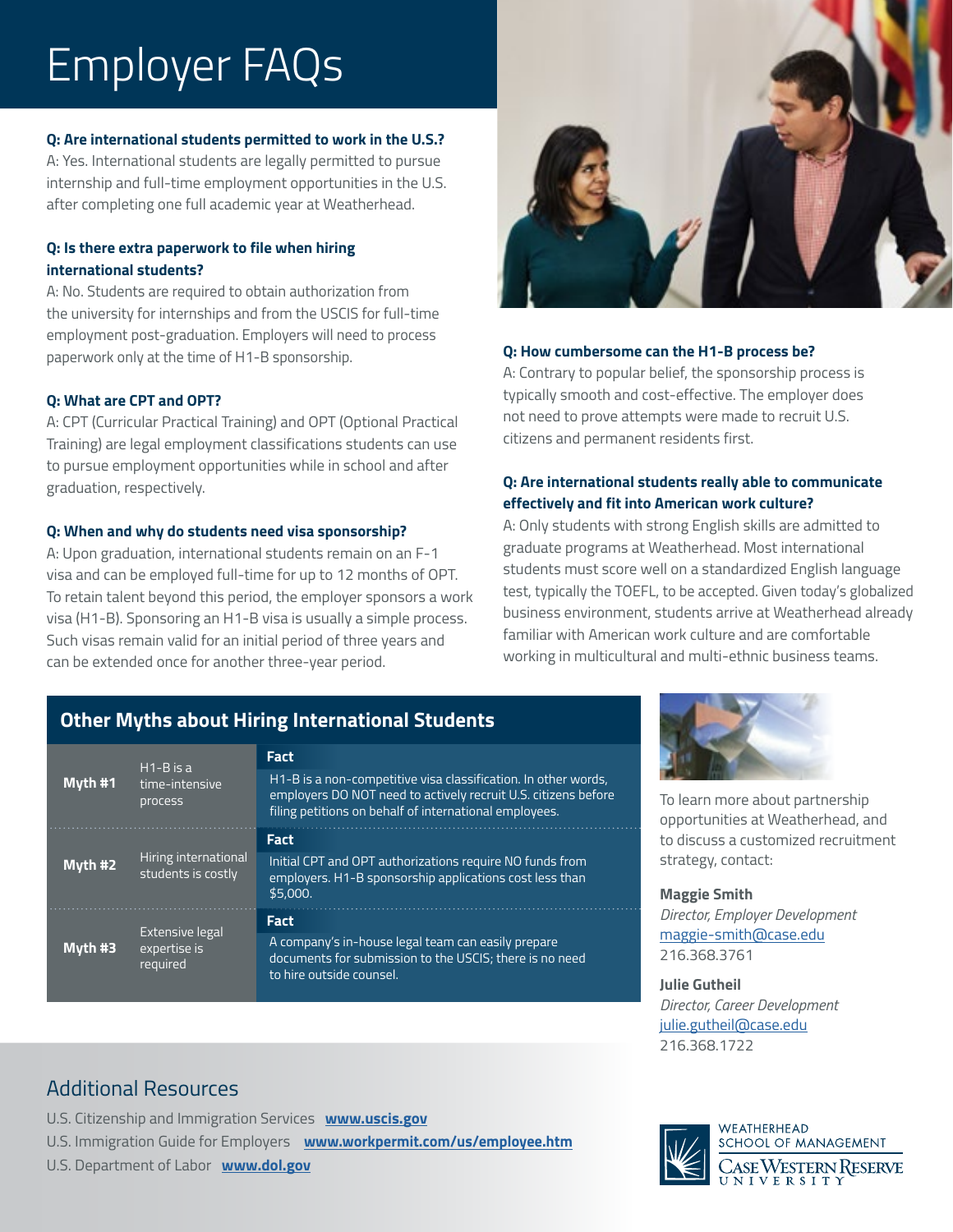# Employer FAQs

**Q: Are international students permitted to work in the U.S.?**
A: Yes. International students are legally permitted to pursue internship and full-time employment opportunities in the U.S. after completing one full academic year at Weatherhead.

**Q: Is there extra paperwork to file when hiring international students?**
A: No. Students are required to obtain authorization from the university for internships and from the USCIS for full-time employment post-graduation. Employers will need to process paperwork only at the time of H1-B sponsorship.

**Q: What are CPT and OPT?**
A: CPT (Curricular Practical Training) and OPT (Optional Practical Training) are legal employment classifications students can use to pursue employment opportunities while in school and after graduation, respectively.

**Q: When and why do students need visa sponsorship?**
A: Upon graduation, international students remain on an F-1 visa and can be employed full-time for up to 12 months of OPT. To retain talent beyond this period, the employer sponsors a work visa (H1-B). Sponsoring an H1-B visa is usually a simple process. Such visas remain valid for an initial period of three years and can be extended once for another three-year period.

**Q: How cumbersome can the H1-B process be?**
A: Contrary to popular belief, the sponsorship process is typically smooth and cost-effective. The employer does not need to prove attempts were made to recruit U.S. citizens and permanent residents first.

**Q: Are international students really able to communicate effectively and fit into American work culture?**
A: Only students with strong English skills are admitted to graduate programs at Weatherhead. Most international students must score well on a standardized English language test, typically the TOEFL, to be accepted. Given today's globalized business environment, students arrive at Weatherhead already familiar with American work culture and are comfortable working in multicultural and multi-ethnic business teams.

## Other Myths about Hiring International Students

| | | |
|---|---|---|
| **Myth #1** | H1-B is a time-intensive process | **Fact** H1-B is a non-competitive visa classification. In other words, employers DO NOT need to actively recruit U.S. citizens before filing petitions on behalf of international employees. |
| **Myth #2** | Hiring international students is costly | **Fact** Initial CPT and OPT authorizations require NO funds from employers. H1-B sponsorship applications cost less than $5,000. |
| **Myth #3** | Extensive legal expertise is required | **Fact** A company's in-house legal team can easily prepare documents for submission to the USCIS; there is no need to hire outside counsel. |

To learn more about partnership opportunities at Weatherhead, and to discuss a customized recruitment strategy, contact:

**Maggie Smith**
*Director, Employer Development*
maggie-smith@case.edu
216.368.3761

**Julie Gutheil**
*Director, Career Development*
julie.gutheil@case.edu
216.368.1722

## Additional Resources

U.S. Citizenship and Immigration Services **www.uscis.gov**
U.S. Immigration Guide for Employers **www.workpermit.com/us/employee.htm**
U.S. Department of Labor **www.dol.gov**

WEATHERHEAD SCHOOL OF MANAGEMENT
CASE WESTERN RESERVE UNIVERSITY